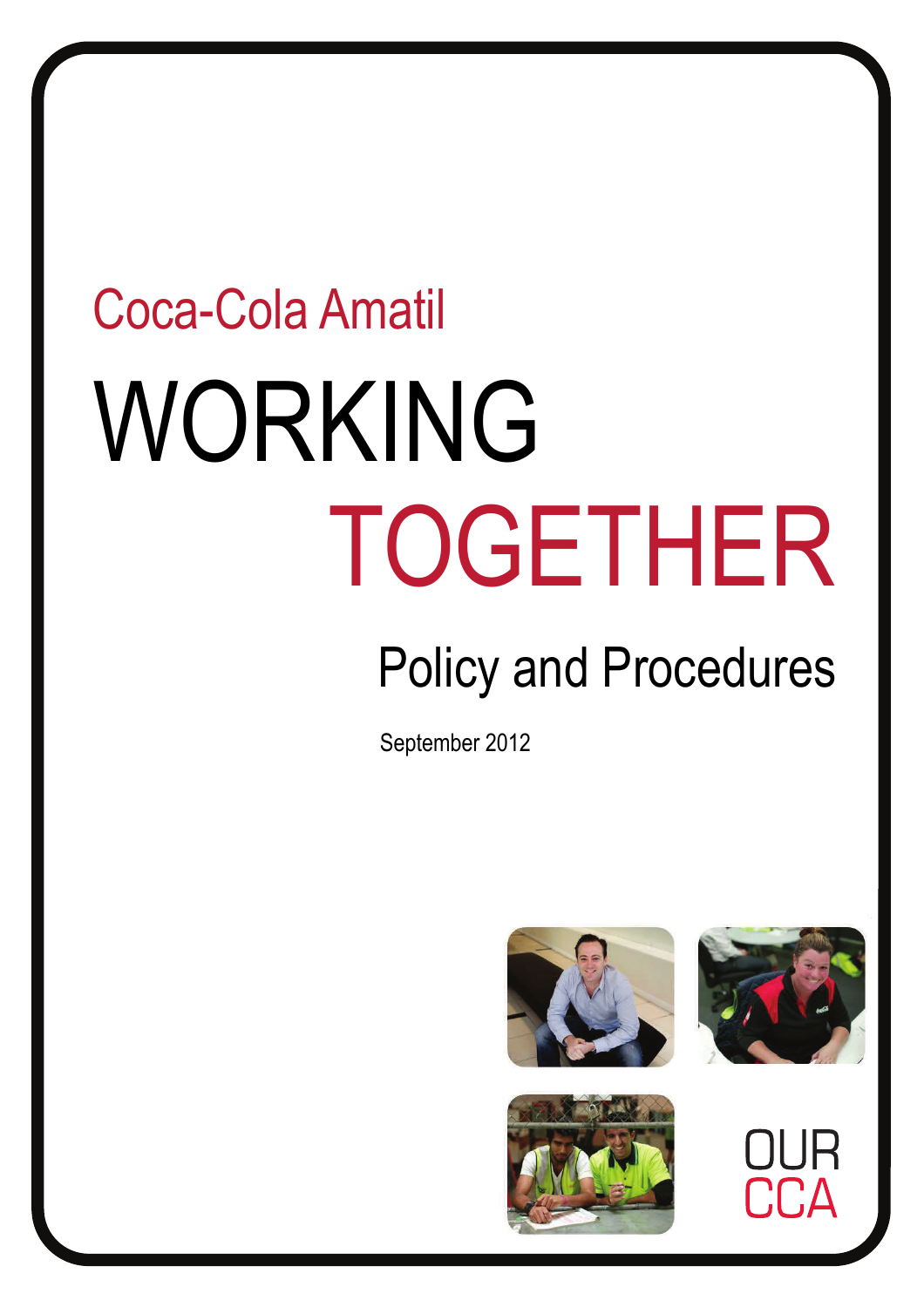Coca-Cola Amatil

# WORKING TOGETHER

## Policy and Procedures

September 2012

OUR CCA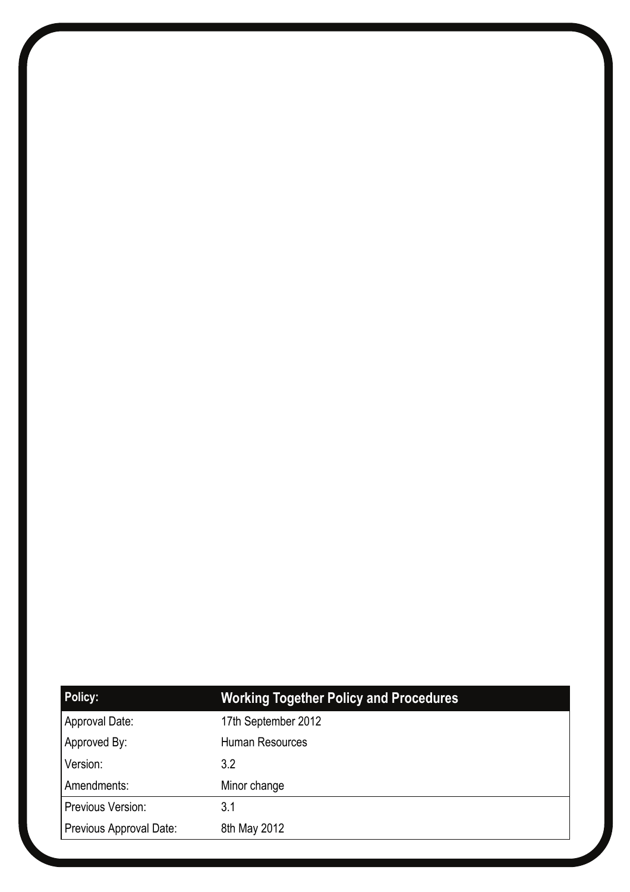| Policy: | Working Together Policy and Procedures |
| --- | --- |
| Approval Date: | 17th September 2012 |
| Approved By: | Human Resources |
| Version: | 3.2 |
| Amendments: | Minor change |
| Previous Version: | 3.1 |
| Previous Approval Date: | 8th May 2012 |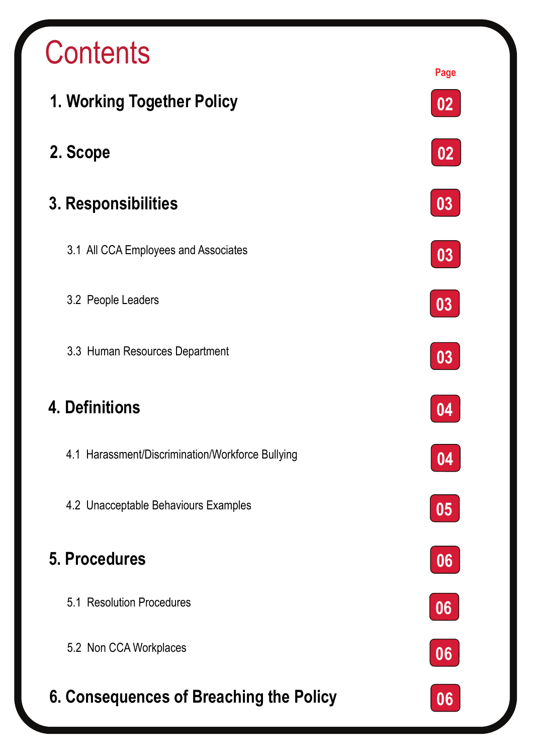# Contents

| | Page |
|---|---|
| **1. Working Together Policy** | 02 |
| **2. Scope** | 02 |
| **3. Responsibilities** | 03 |
| 3.1 All CCA Employees and Associates | 03 |
| 3.2 People Leaders | 03 |
| 3.3 Human Resources Department | 03 |
| **4. Definitions** | 04 |
| 4.1 Harassment/Discrimination/Workforce Bullying | 04 |
| 4.2 Unacceptable Behaviours Examples | 05 |
| **5. Procedures** | 06 |
| 5.1 Resolution Procedures | 06 |
| 5.2 Non CCA Workplaces | 06 |
| **6. Consequences of Breaching the Policy** | 06 |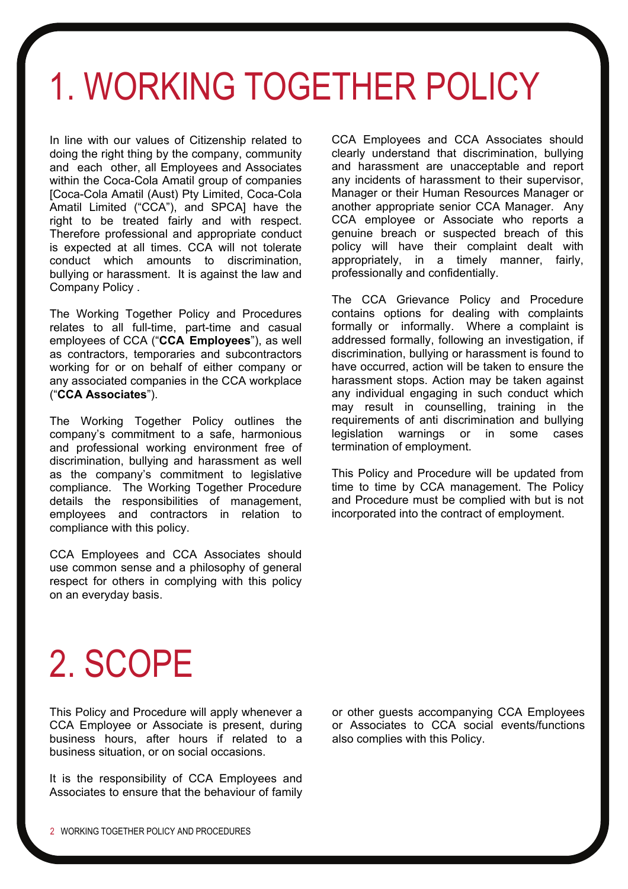# 1. WORKING TOGETHER POLICY

In line with our values of Citizenship related to doing the right thing by the company, community and each other, all Employees and Associates within the Coca-Cola Amatil group of companies [Coca-Cola Amatil (Aust) Pty Limited, Coca-Cola Amatil Limited ("CCA"), and SPCA] have the right to be treated fairly and with respect. Therefore professional and appropriate conduct is expected at all times. CCA will not tolerate conduct which amounts to discrimination, bullying or harassment. It is against the law and Company Policy .

The Working Together Policy and Procedures relates to all full-time, part-time and casual employees of CCA ("**CCA Employees**"), as well as contractors, temporaries and subcontractors working for or on behalf of either company or any associated companies in the CCA workplace ("**CCA Associates**").

The Working Together Policy outlines the company's commitment to a safe, harmonious and professional working environment free of discrimination, bullying and harassment as well as the company's commitment to legislative compliance. The Working Together Procedure details the responsibilities of management, employees and contractors in relation to compliance with this policy.

CCA Employees and CCA Associates should use common sense and a philosophy of general respect for others in complying with this policy on an everyday basis.

CCA Employees and CCA Associates should clearly understand that discrimination, bullying and harassment are unacceptable and report any incidents of harassment to their supervisor, Manager or their Human Resources Manager or another appropriate senior CCA Manager. Any CCA employee or Associate who reports a genuine breach or suspected breach of this policy will have their complaint dealt with appropriately, in a timely manner, fairly, professionally and confidentially.

The CCA Grievance Policy and Procedure contains options for dealing with complaints formally or informally. Where a complaint is addressed formally, following an investigation, if discrimination, bullying or harassment is found to have occurred, action will be taken to ensure the harassment stops. Action may be taken against any individual engaging in such conduct which may result in counselling, training in the requirements of anti discrimination and bullying legislation warnings or in some cases termination of employment.

This Policy and Procedure will be updated from time to time by CCA management. The Policy and Procedure must be complied with but is not incorporated into the contract of employment.

# 2. SCOPE

This Policy and Procedure will apply whenever a CCA Employee or Associate is present, during business hours, after hours if related to a business situation, or on social occasions.

It is the responsibility of CCA Employees and Associates to ensure that the behaviour of family or other guests accompanying CCA Employees or Associates to CCA social events/functions also complies with this Policy.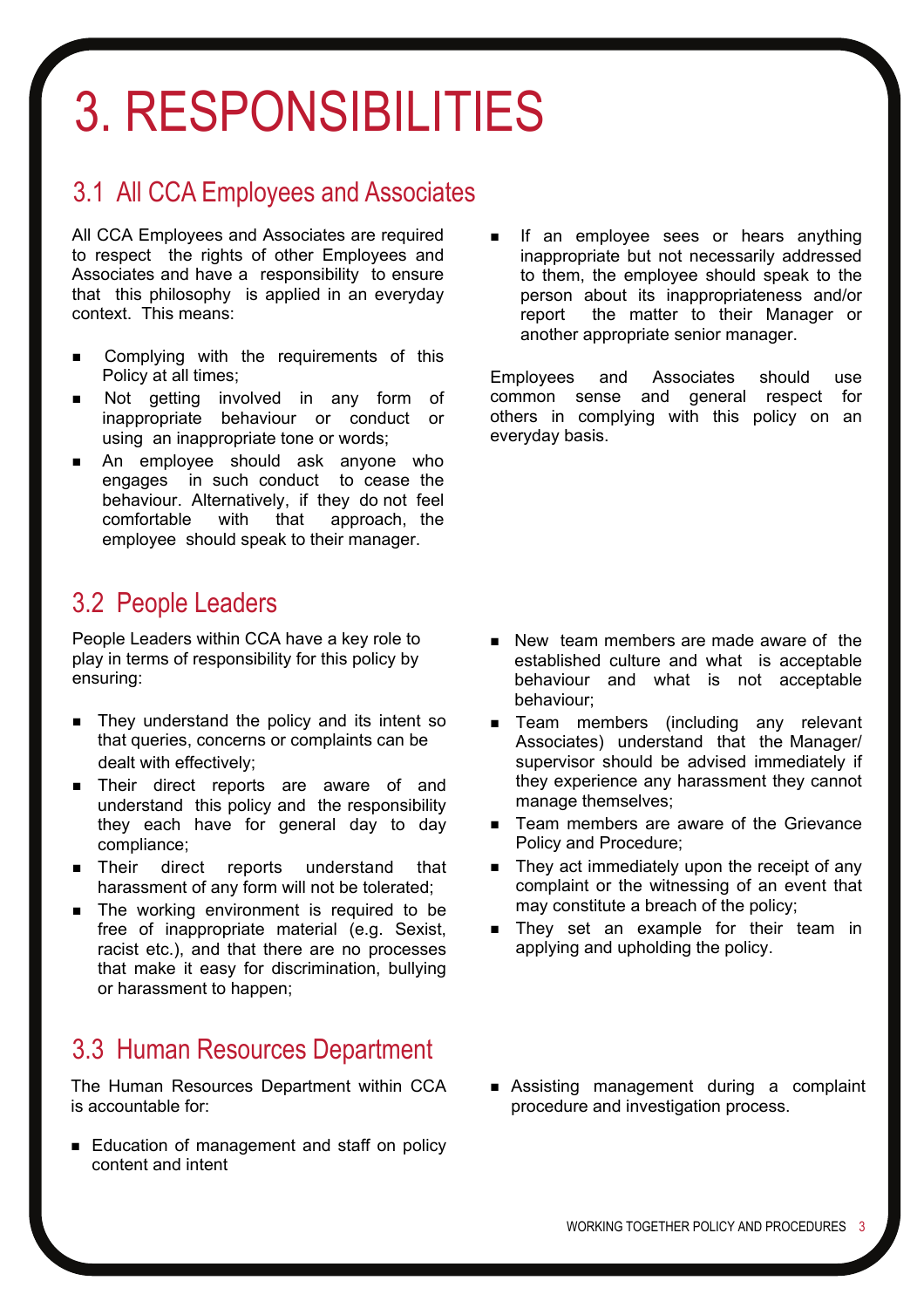# 3. RESPONSIBILITIES

## 3.1 All CCA Employees and Associates

All CCA Employees and Associates are required to respect the rights of other Employees and Associates and have a responsibility to ensure that this philosophy is applied in an everyday context. This means:

- Complying with the requirements of this Policy at all times;
- Not getting involved in any form of inappropriate behaviour or conduct or using an inappropriate tone or words;
- An employee should ask anyone who engages in such conduct to cease the behaviour. Alternatively, if they do not feel comfortable with that approach, the employee should speak to their manager.
- If an employee sees or hears anything inappropriate but not necessarily addressed to them, the employee should speak to the person about its inappropriateness and/or report the matter to their Manager or another appropriate senior manager.

Employees and Associates should use common sense and general respect for others in complying with this policy on an everyday basis.

## 3.2 People Leaders

People Leaders within CCA have a key role to play in terms of responsibility for this policy by ensuring:

- They understand the policy and its intent so that queries, concerns or complaints can be dealt with effectively;
- Their direct reports are aware of and understand this policy and the responsibility they each have for general day to day compliance;
- Their direct reports understand that harassment of any form will not be tolerated;
- The working environment is required to be free of inappropriate material (e.g. Sexist, racist etc.), and that there are no processes that make it easy for discrimination, bullying or harassment to happen;
- New team members are made aware of the established culture and what is acceptable behaviour and what is not acceptable behaviour;
- Team members (including any relevant Associates) understand that the Manager/ supervisor should be advised immediately if they experience any harassment they cannot manage themselves;
- Team members are aware of the Grievance Policy and Procedure;
- They act immediately upon the receipt of any complaint or the witnessing of an event that may constitute a breach of the policy;
- They set an example for their team in applying and upholding the policy.

## 3.3 Human Resources Department

The Human Resources Department within CCA is accountable for:

- Education of management and staff on policy content and intent
- Assisting management during a complaint procedure and investigation process.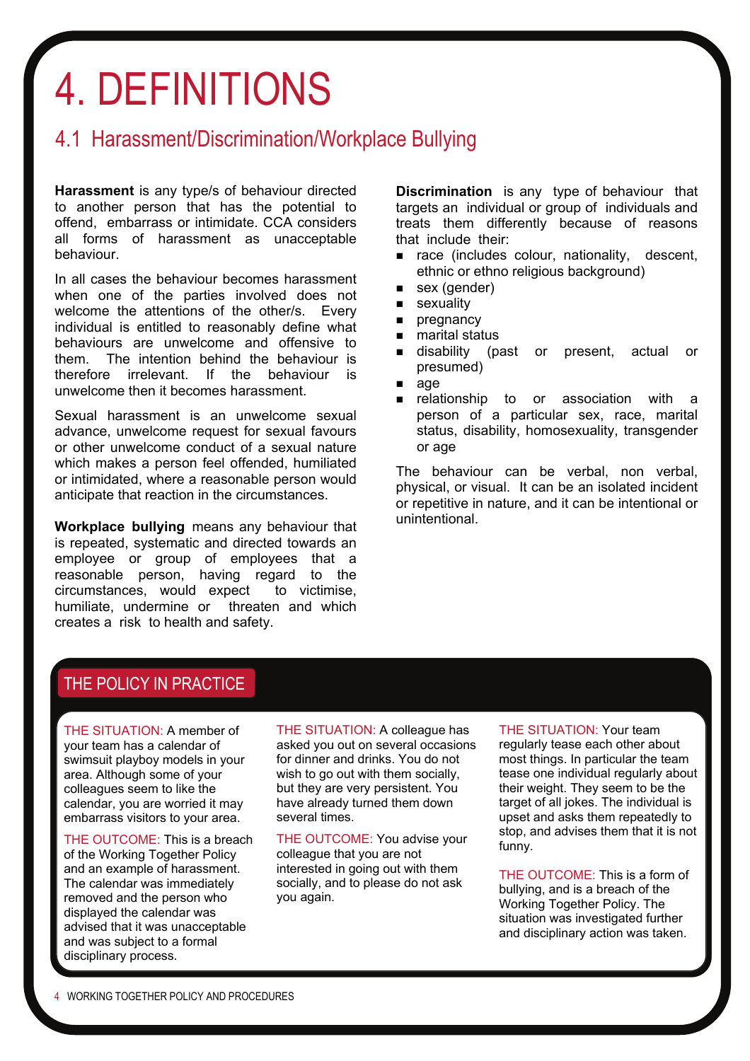# 4. DEFINITIONS

## 4.1 Harassment/Discrimination/Workplace Bullying

**Harassment** is any type/s of behaviour directed to another person that has the potential to offend, embarrass or intimidate. CCA considers all forms of harassment as unacceptable behaviour.

In all cases the behaviour becomes harassment when one of the parties involved does not welcome the attentions of the other/s. Every individual is entitled to reasonably define what behaviours are unwelcome and offensive to them. The intention behind the behaviour is therefore irrelevant. If the behaviour is unwelcome then it becomes harassment.

Sexual harassment is an unwelcome sexual advance, unwelcome request for sexual favours or other unwelcome conduct of a sexual nature which makes a person feel offended, humiliated or intimidated, where a reasonable person would anticipate that reaction in the circumstances.

**Workplace bullying** means any behaviour that is repeated, systematic and directed towards an employee or group of employees that a reasonable person, having regard to the circumstances, would expect to victimise, humiliate, undermine or threaten and which creates a risk to health and safety.

**Discrimination** is any type of behaviour that targets an individual or group of individuals and treats them differently because of reasons that include their:

- race (includes colour, nationality, descent, ethnic or ethno religious background)
- sex (gender)
- sexuality
- pregnancy
- marital status
- disability (past or present, actual or presumed)
- age
- relationship to or association with a person of a particular sex, race, marital status, disability, homosexuality, transgender or age

The behaviour can be verbal, non verbal, physical, or visual. It can be an isolated incident or repetitive in nature, and it can be intentional or unintentional.

### THE POLICY IN PRACTICE

THE SITUATION: A member of your team has a calendar of swimsuit playboy models in your area. Although some of your colleagues seem to like the calendar, you are worried it may embarrass visitors to your area.

THE OUTCOME: This is a breach of the Working Together Policy and an example of harassment. The calendar was immediately removed and the person who displayed the calendar was advised that it was unacceptable and was subject to a formal disciplinary process.

THE SITUATION: A colleague has asked you out on several occasions for dinner and drinks. You do not wish to go out with them socially, but they are very persistent. You have already turned them down several times.

THE OUTCOME: You advise your colleague that you are not interested in going out with them socially, and to please do not ask you again.

THE SITUATION: Your team regularly tease each other about most things. In particular the team tease one individual regularly about their weight. They seem to be the target of all jokes. The individual is upset and asks them repeatedly to stop, and advises them that it is not funny.

THE OUTCOME: This is a form of bullying, and is a breach of the Working Together Policy. The situation was investigated further and disciplinary action was taken.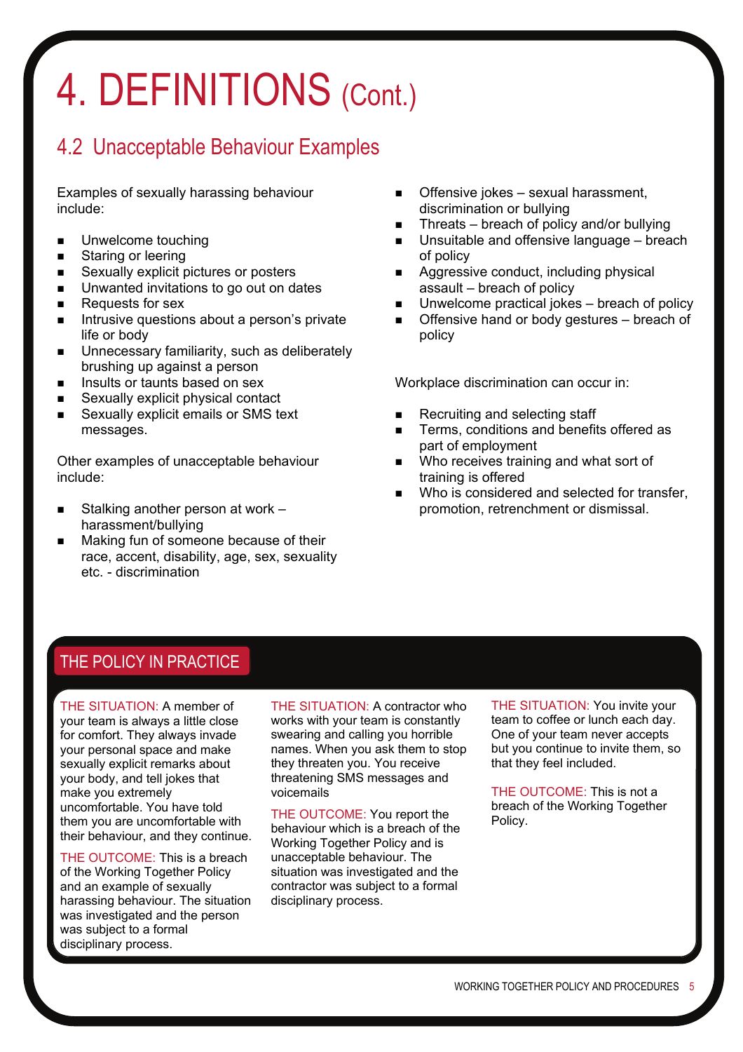# 4. DEFINITIONS (Cont.)

## 4.2 Unacceptable Behaviour Examples

Examples of sexually harassing behaviour include:

- Unwelcome touching
- Staring or leering
- Sexually explicit pictures or posters
- Unwanted invitations to go out on dates
- Requests for sex
- Intrusive questions about a person's private life or body
- Unnecessary familiarity, such as deliberately brushing up against a person
- Insults or taunts based on sex
- Sexually explicit physical contact
- Sexually explicit emails or SMS text messages.

Other examples of unacceptable behaviour include:

- Stalking another person at work – harassment/bullying
- Making fun of someone because of their race, accent, disability, age, sex, sexuality etc. - discrimination
- Offensive jokes – sexual harassment, discrimination or bullying
- Threats – breach of policy and/or bullying
- Unsuitable and offensive language – breach of policy
- Aggressive conduct, including physical assault – breach of policy
- Unwelcome practical jokes – breach of policy
- Offensive hand or body gestures – breach of policy

Workplace discrimination can occur in:

- Recruiting and selecting staff
- Terms, conditions and benefits offered as part of employment
- Who receives training and what sort of training is offered
- Who is considered and selected for transfer, promotion, retrenchment or dismissal.

### THE POLICY IN PRACTICE

THE SITUATION: A member of your team is always a little close for comfort. They always invade your personal space and make sexually explicit remarks about your body, and tell jokes that make you extremely uncomfortable. You have told them you are uncomfortable with their behaviour, and they continue.

THE OUTCOME: This is a breach of the Working Together Policy and an example of sexually harassing behaviour. The situation was investigated and the person was subject to a formal disciplinary process.

THE SITUATION: A contractor who works with your team is constantly swearing and calling you horrible names. When you ask them to stop they threaten you. You receive threatening SMS messages and voicemails

THE OUTCOME: You report the behaviour which is a breach of the Working Together Policy and is unacceptable behaviour. The situation was investigated and the contractor was subject to a formal disciplinary process.

THE SITUATION: You invite your team to coffee or lunch each day. One of your team never accepts but you continue to invite them, so that they feel included.

THE OUTCOME: This is not a breach of the Working Together Policy.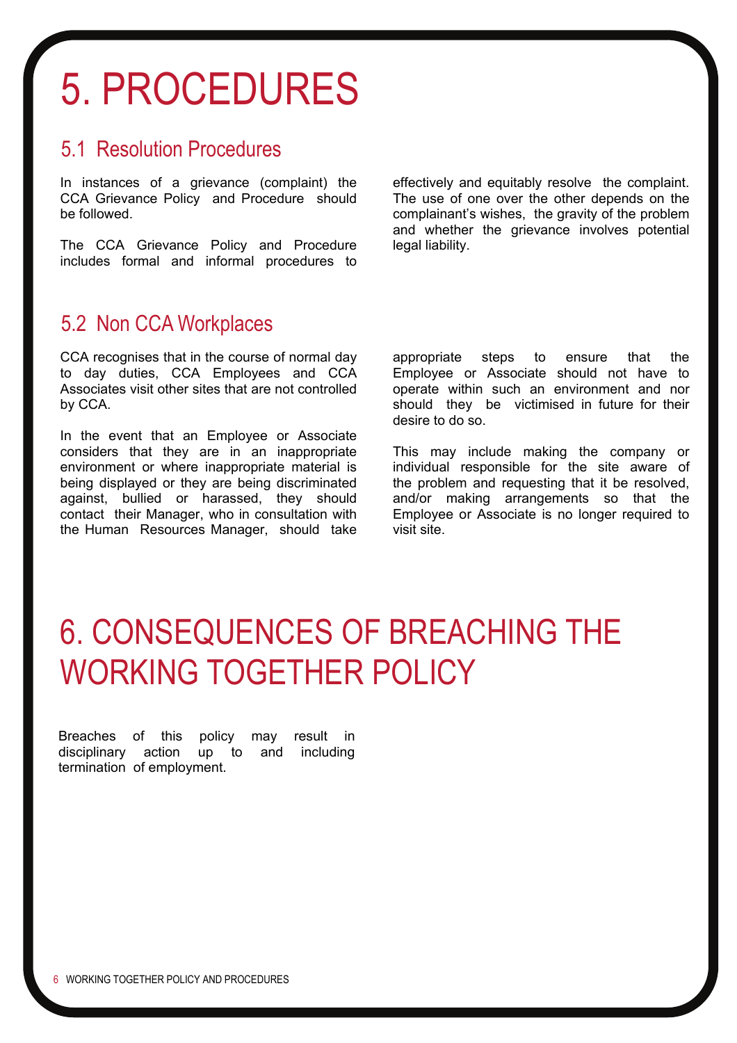# 5. PROCEDURES

## 5.1 Resolution Procedures

In instances of a grievance (complaint) the CCA Grievance Policy and Procedure should be followed.

The CCA Grievance Policy and Procedure includes formal and informal procedures to effectively and equitably resolve the complaint. The use of one over the other depends on the complainant's wishes, the gravity of the problem and whether the grievance involves potential legal liability.

## 5.2 Non CCA Workplaces

CCA recognises that in the course of normal day to day duties, CCA Employees and CCA Associates visit other sites that are not controlled by CCA.

In the event that an Employee or Associate considers that they are in an inappropriate environment or where inappropriate material is being displayed or they are being discriminated against, bullied or harassed, they should contact their Manager, who in consultation with the Human Resources Manager, should take appropriate steps to ensure that the Employee or Associate should not have to operate within such an environment and nor should they be victimised in future for their desire to do so.

This may include making the company or individual responsible for the site aware of the problem and requesting that it be resolved, and/or making arrangements so that the Employee or Associate is no longer required to visit site.

# 6. CONSEQUENCES OF BREACHING THE WORKING TOGETHER POLICY

Breaches of this policy may result in disciplinary action up to and including termination of employment.